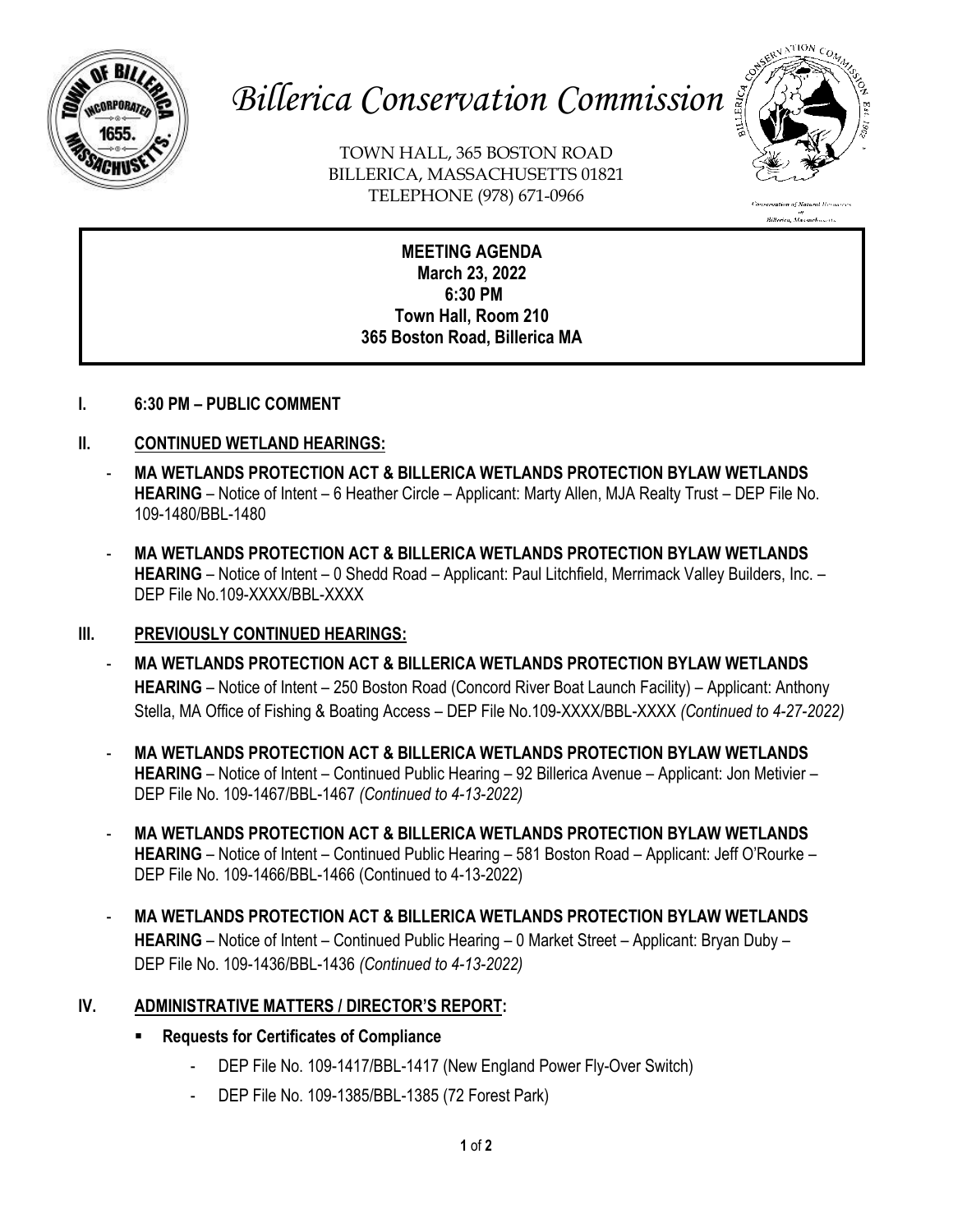# *Billerica Conservation Commission*

TOWN HALL, 365 BOSTON ROAD
BILLERICA, MASSACHUSETTS 01821
TELEPHONE (978) 671-0966

**MEETING AGENDA**
**March 23, 2022**
**6:30 PM**
**Town Hall, Room 210**
**365 Boston Road, Billerica MA**

## I. 6:30 PM – PUBLIC COMMENT

## II. CONTINUED WETLAND HEARINGS:

- **MA WETLANDS PROTECTION ACT & BILLERICA WETLANDS PROTECTION BYLAW WETLANDS HEARING** – Notice of Intent – 6 Heather Circle – Applicant: Marty Allen, MJA Realty Trust – DEP File No. 109-1480/BBL-1480
- **MA WETLANDS PROTECTION ACT & BILLERICA WETLANDS PROTECTION BYLAW WETLANDS HEARING** – Notice of Intent – 0 Shedd Road – Applicant: Paul Litchfield, Merrimack Valley Builders, Inc. – DEP File No.109-XXXX/BBL-XXXX

## III. PREVIOUSLY CONTINUED HEARINGS:

- **MA WETLANDS PROTECTION ACT & BILLERICA WETLANDS PROTECTION BYLAW WETLANDS HEARING** – Notice of Intent – 250 Boston Road (Concord River Boat Launch Facility) – Applicant: Anthony Stella, MA Office of Fishing & Boating Access – DEP File No.109-XXXX/BBL-XXXX *(Continued to 4-27-2022)*
- **MA WETLANDS PROTECTION ACT & BILLERICA WETLANDS PROTECTION BYLAW WETLANDS HEARING** – Notice of Intent – Continued Public Hearing – 92 Billerica Avenue – Applicant: Jon Metivier – DEP File No. 109-1467/BBL-1467 *(Continued to 4-13-2022)*
- **MA WETLANDS PROTECTION ACT & BILLERICA WETLANDS PROTECTION BYLAW WETLANDS HEARING** – Notice of Intent – Continued Public Hearing – 581 Boston Road – Applicant: Jeff O'Rourke – DEP File No. 109-1466/BBL-1466 (Continued to 4-13-2022)
- **MA WETLANDS PROTECTION ACT & BILLERICA WETLANDS PROTECTION BYLAW WETLANDS HEARING** – Notice of Intent – Continued Public Hearing – 0 Market Street – Applicant: Bryan Duby – DEP File No. 109-1436/BBL-1436 *(Continued to 4-13-2022)*

## IV. ADMINISTRATIVE MATTERS / DIRECTOR'S REPORT:

- **Requests for Certificates of Compliance**
  - DEP File No. 109-1417/BBL-1417 (New England Power Fly-Over Switch)
  - DEP File No. 109-1385/BBL-1385 (72 Forest Park)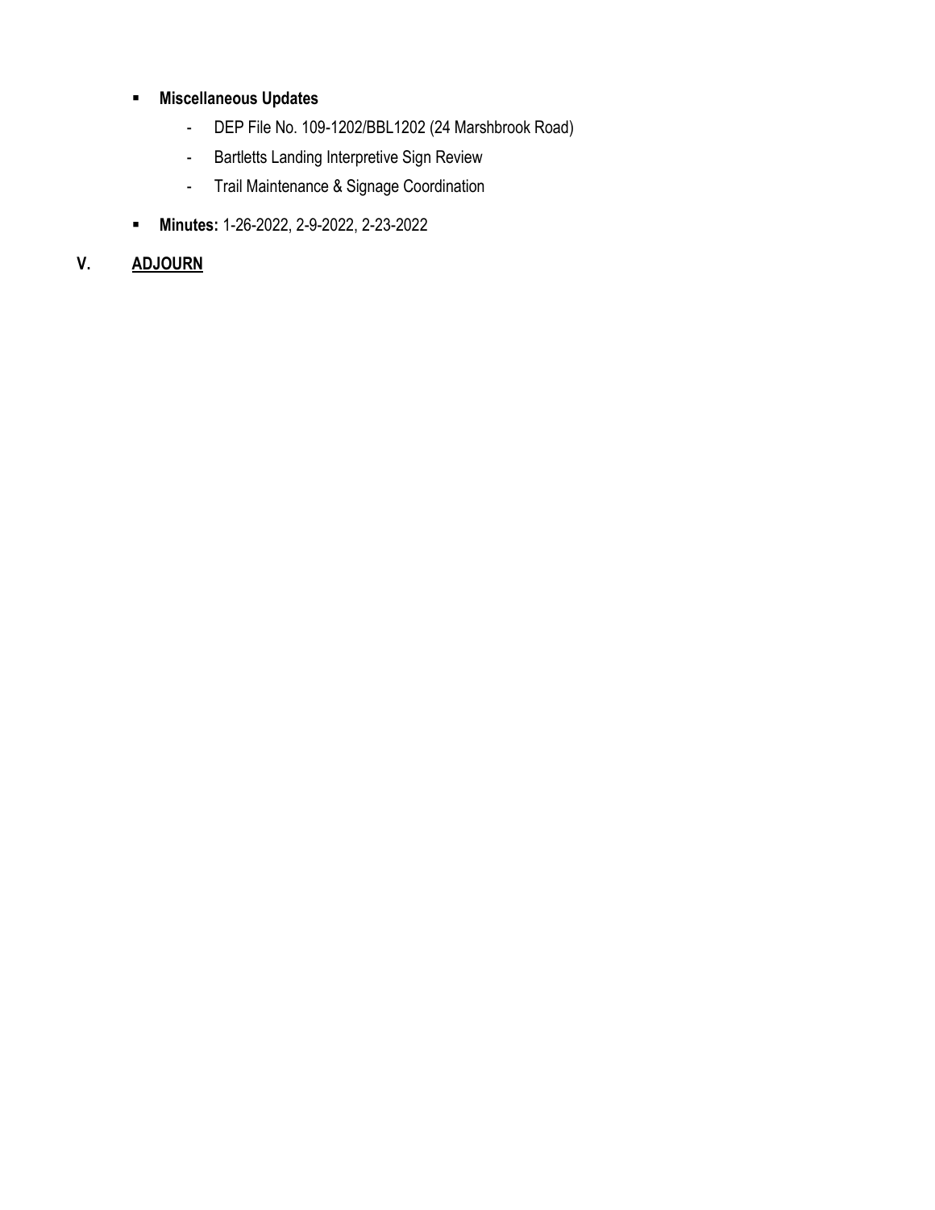- **Miscellaneous Updates**
  - DEP File No. 109-1202/BBL1202 (24 Marshbrook Road)
  - Bartletts Landing Interpretive Sign Review
  - Trail Maintenance & Signage Coordination
- **Minutes:** 1-26-2022, 2-9-2022, 2-23-2022

## V. <u>ADJOURN</u>